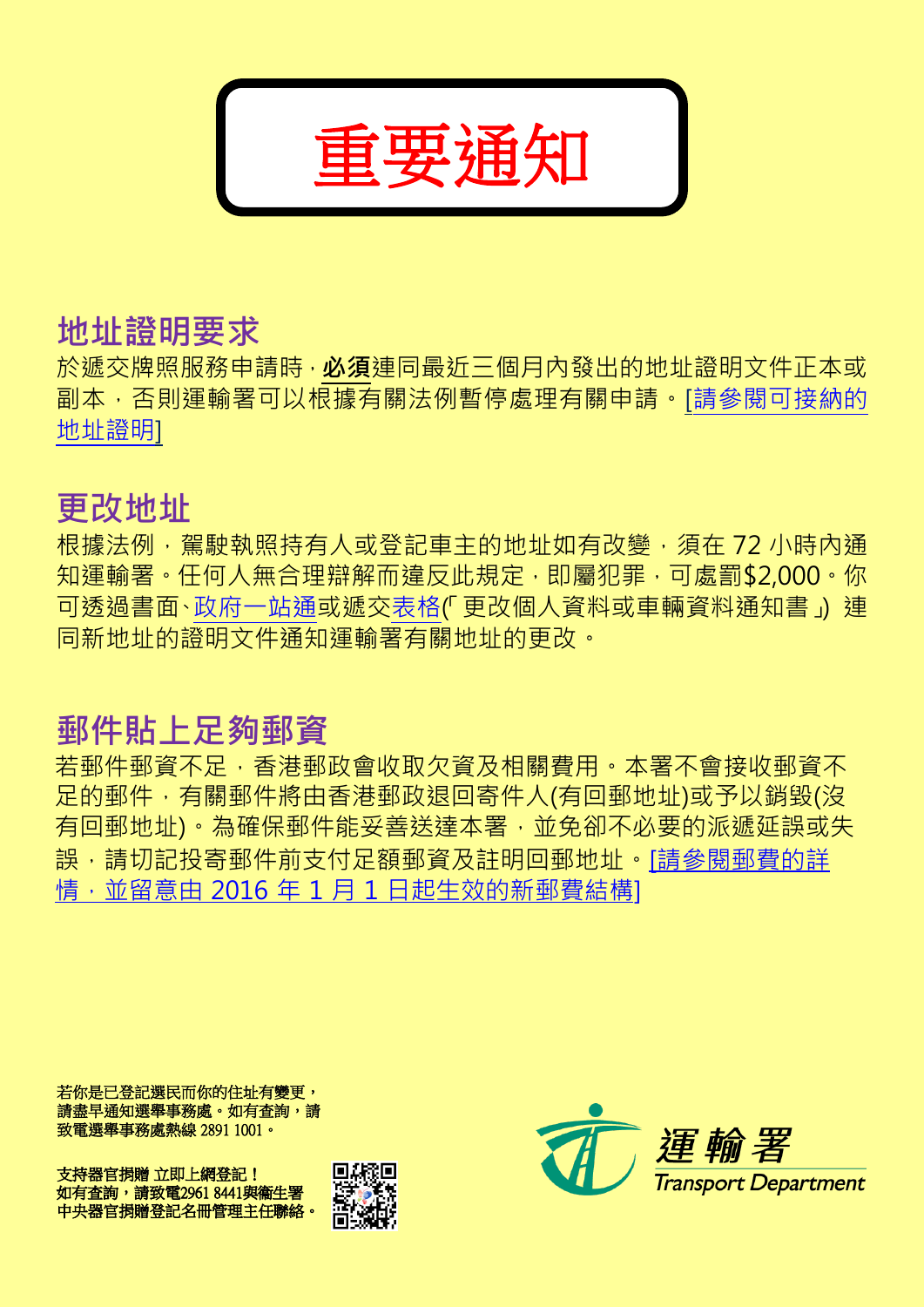# 重要通知

## 地址證明要求

於遞交牌照服務申請時，**必須**連同最近三個月內發出的地址證明文件正本或副本，否則運輸署可以根據有關法例暫停處理有關申請。[請參閱可接納的地址證明]

## 更改地址

根據法例，駕駛執照持有人或登記車主的地址如有改變，須在 72 小時內通知運輸署。任何人無合理辯解而違反此規定，即屬犯罪，可處罰$2,000。你可透過書面、政府一站通或遞交表格(「更改個人資料或車輛資料通知書」) 連同新地址的證明文件通知運輸署有關地址的更改。

## 郵件貼上足夠郵資

若郵件郵資不足，香港郵政會收取欠資及相關費用。本署不會接收郵資不足的郵件，有關郵件將由香港郵政退回寄件人(有回郵地址)或予以銷毀(沒有回郵地址)。為確保郵件能妥善送達本署，並免卻不必要的派遞延誤或失誤，請切記投寄郵件前支付足額郵資及註明回郵地址。[請參閱郵費的詳情，並留意由 2016 年 1 月 1 日起生效的新郵費結構]

**若你是已登記選民而你的住址有變更，請盡早通知選舉事務處。如有查詢，請致電選舉事務處熱線 2891 1001。**

**支持器官捐贈 立即上網登記！如有查詢，請致電2961 8441與衞生署中央器官捐贈登記名冊管理主任聯絡。**

運輸署 Transport Department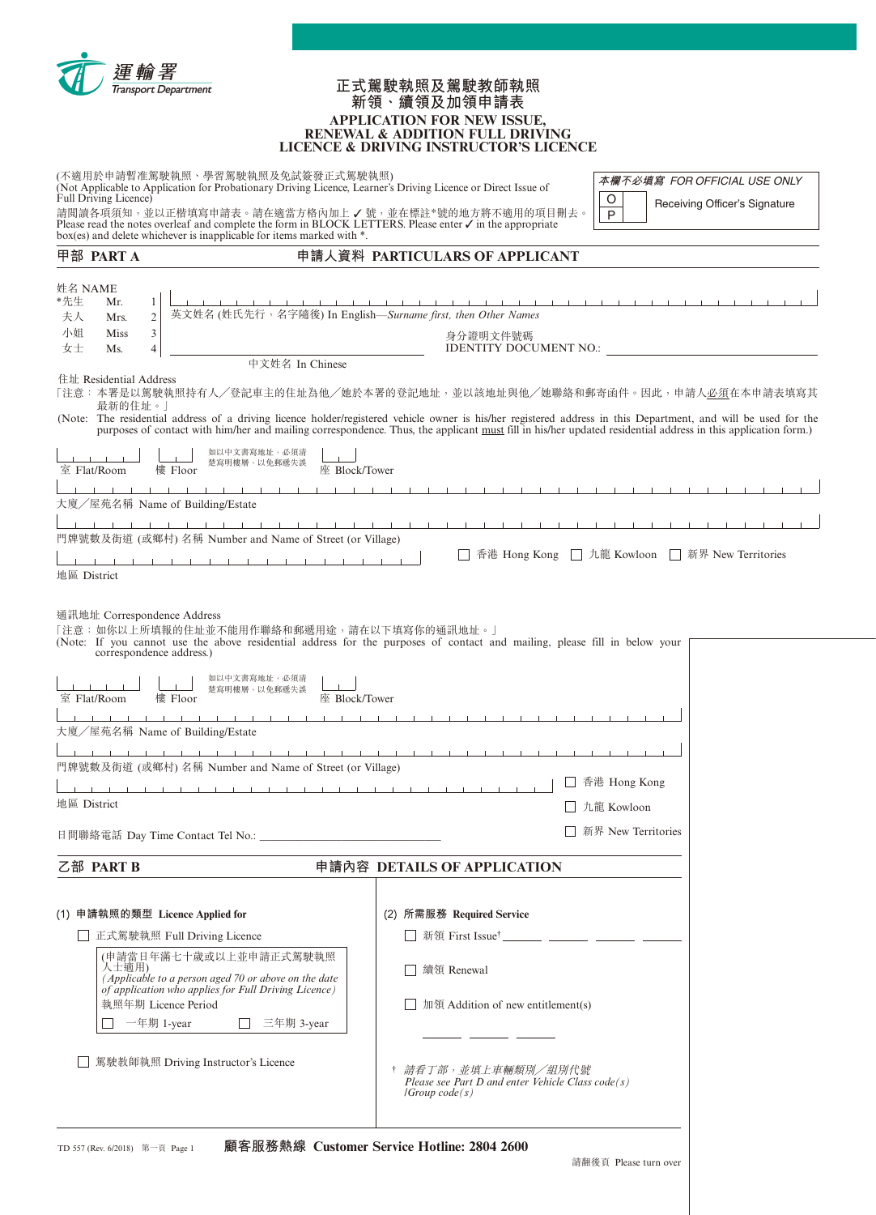運輸署
Transport Department

# 正式駕駛執照及駕駛教師執照 新領、續領及加領申請表
# APPLICATION FOR NEW ISSUE, RENEWAL & ADDITION FULL DRIVING LICENCE & DRIVING INSTRUCTOR'S LICENCE

(不適用於申請暫准駕駛執照、學習駕駛執照及免試簽發正式駕駛執照)
(Not Applicable to Application for Probationary Driving Licence, Learner's Driving Licence or Direct Issue of Full Driving Licence)

請閱讀各項須知，並以正楷填寫申請表。請在適當方格內加上 ✓ 號，並在標註*號的地方將不適用的項目刪去。
Please read the notes overleaf and complete the form in BLOCK LETTERS. Please enter ✓ in the appropriate box(es) and delete whichever is inapplicable for items marked with *.

| 本欄不必填寫 FOR OFFICIAL USE ONLY | |
|---|---|
| O / P | Receiving Officer's Signature |

## 甲部 PART A　申請人資料 PARTICULARS OF APPLICANT

姓名 NAME

*先生 Mr. 1
夫人 Mrs. 2
小姐 Miss 3
女士 Ms. 4

英文姓名 (姓氏先行，名字隨後) In English—*Surname first, then Other Names*

中文姓名 In Chinese

身分證明文件號碼 IDENTITY DOCUMENT NO.: ____________

住址 Residential Address

「注意：本署是以駕駛執照持有人／登記車主的住址為他／她於本署的登記地址，並以該地址與他／她聯絡和郵寄函件。因此，申請人必須在本申請表填寫其最新的住址。」

(Note: The residential address of a driving licence holder/registered vehicle owner is his/her registered address in this Department, and will be used for the purposes of contact with him/her and mailing correspondence. Thus, the applicant must fill in his/her updated residential address in this application form.)

室 Flat/Room　樓 Floor　如以中文書寫地址，必須清楚寫明樓層，以免郵遞失誤　座 Block/Tower

大廈／屋苑名稱 Name of Building/Estate

門牌號數及街道 (或鄉村) 名稱 Number and Name of Street (or Village)

地區 District　☐ 香港 Hong Kong　☐ 九龍 Kowloon　☐ 新界 New Territories

通訊地址 Correspondence Address

「注意：如你以上所填報的住址並不能用作聯絡和郵遞用途，請在以下填寫你的通訊地址。」
(Note: If you cannot use the above residential address for the purposes of contact and mailing, please fill in below your correspondence address.)

室 Flat/Room　樓 Floor　如以中文書寫地址，必須清楚寫明樓層，以免郵遞失誤　座 Block/Tower

大廈／屋苑名稱 Name of Building/Estate

門牌號數及街道 (或鄉村) 名稱 Number and Name of Street (or Village)

地區 District　☐ 香港 Hong Kong　☐ 九龍 Kowloon　☐ 新界 New Territories

日間聯絡電話 Day Time Contact Tel No.: ____________

## 乙部 PART B　申請內容 DETAILS OF APPLICATION

**(1) 申請執照的類型 Licence Applied for**

☐ 正式駕駛執照 Full Driving Licence

(申請當日年滿七十歲或以上並申請正式駕駛執照人士適用)
*(Applicable to a person aged 70 or above on the date of application who applies for Full Driving Licence)*
執照年期 Licence Period
☐ 一年期 1-year　☐ 三年期 3-year

☐ 駕駛教師執照 Driving Instructor's Licence

**(2) 所需服務 Required Service**

☐ 新領 First Issue† ______ ______ ______ ______

☐ 續領 Renewal

☐ 加領 Addition of new entitlement(s)
______ ______ ______

† *請看丁部，並填上車輛類別／組別代號*
*Please see Part D and enter Vehicle Class code(s)/Group code(s)*

TD 557 (Rev. 6/2018)　第一頁 Page 1　**顧客服務熱線 Customer Service Hotline: 2804 2600**

請翻後頁 Please turn over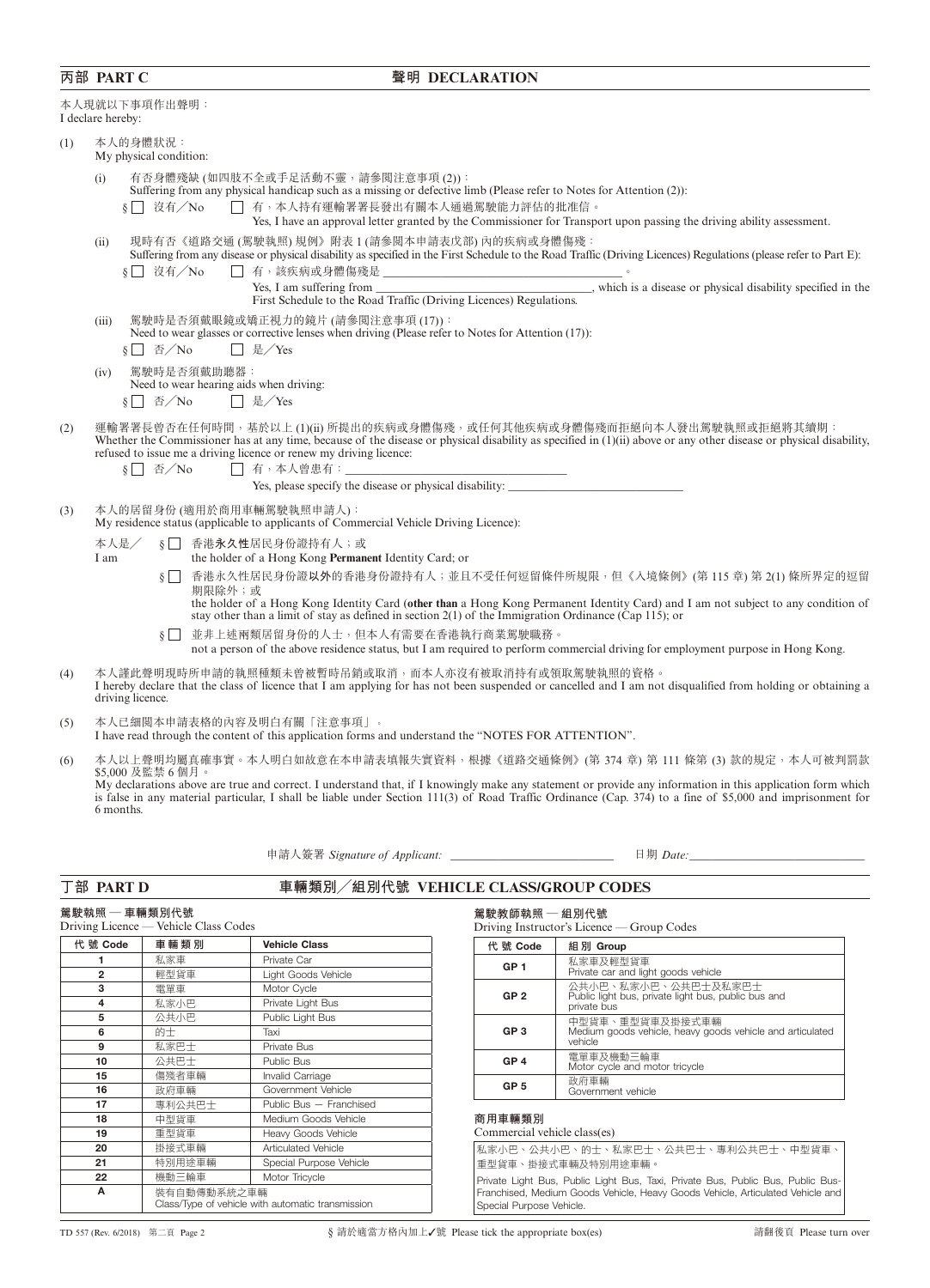## 丙部 PART C　　聲明 DECLARATION

本人現就以下事項作出聲明：
I declare hereby:

(1) 本人的身體狀況：
My physical condition:

(i) 有否身體殘缺 (如四肢不全或手足活動不靈，請參閱注意事項 (2))：
Suffering from any physical handicap such as a missing or defective limb (Please refer to Notes for Attention (2)):

§ ☐ 沒有／No　☐ 有，本人持有運輸署署長發出有關本人通過駕駛能力評估的批准信。
Yes, I have an approval letter granted by the Commissioner for Transport upon passing the driving ability assessment.

(ii) 現時有否《道路交通 (駕駛執照) 規例》附表 1 (請參閱本申請表戊部) 內的疾病或身體傷殘：
Suffering from any disease or physical disability as specified in the First Schedule to the Road Traffic (Driving Licences) Regulations (please refer to Part E):

§ ☐ 沒有／No　☐ 有，該疾病或身體傷殘是 ________________________。
Yes, I am suffering from ________________________, which is a disease or physical disability specified in the First Schedule to the Road Traffic (Driving Licences) Regulations.

(iii) 駕駛時是否須戴眼鏡或矯正視力的鏡片 (請參閱注意事項 (17))：
Need to wear glasses or corrective lenses when driving (Please refer to Notes for Attention (17)):

§ ☐ 否／No　☐ 是／Yes

(iv) 駕駛時是否須戴助聽器：
Need to wear hearing aids when driving:

§ ☐ 否／No　☐ 是／Yes

(2) 運輸署署長曾否在任何時間，基於以上 (1)(ii) 所提出的疾病或身體傷殘，或任何其他疾病或身體傷殘而拒絕向本人發出駕駛執照或拒絕將其續期：
Whether the Commissioner has at any time, because of the disease or physical disability as specified in (1)(ii) above or any other disease or physical disability, refused to issue me a driving licence or renew my driving licence:

§ ☐ 否／No　☐ 有，本人曾患有：________________________
Yes, please specify the disease or physical disability: ________________________

(3) 本人的居留身份 (適用於商用車輛駕駛執照申請人)：
My residence status (applicable to applicants of Commercial Vehicle Driving Licence):

本人是／I am

§ ☐ 香港**永久性**居民身份證持有人；或
the holder of a Hong Kong **Permanent** Identity Card; or

§ ☐ 香港永久性居民身份證**以外**的香港身份證持有人；並且不受任何逗留條件所規限，但《入境條例》(第 115 章) 第 2(1) 條所界定的逗留期限除外；或
the holder of a Hong Kong Identity Card (**other than** a Hong Kong Permanent Identity Card) and I am not subject to any condition of stay other than a limit of stay as defined in section 2(1) of the Immigration Ordinance (Cap 115); or

§ ☐ 並非上述兩類居留身份的人士，但本人有需要在香港執行商業駕駛職務。
not a person of the above residence status, but I am required to perform commercial driving for employment purpose in Hong Kong.

(4) 本人謹此聲明現時所申請的執照種類未曾被暫時吊銷或取消，而本人亦沒有被取消持有或領取駕駛執照的資格。
I hereby declare that the class of licence that I am applying for has not been suspended or cancelled and I am not disqualified from holding or obtaining a driving licence.

(5) 本人已細閱本申請表格的內容及明白有關「注意事項」。
I have read through the content of this application forms and understand the "NOTES FOR ATTENTION".

(6) 本人以上聲明均屬真確事實。本人明白如故意在本申請表填報失實資料，根據《道路交通條例》(第 374 章) 第 111 條第 (3) 款的規定，本人可被判罰款 $5,000 及監禁 6 個月。
My declarations above are true and correct. I understand that, if I knowingly make any statement or provide any information in this application form which is false in any material particular, I shall be liable under Section 111(3) of Road Traffic Ordinance (Cap. 374) to a fine of $5,000 and imprisonment for 6 months.

申請人簽署 *Signature of Applicant:* ________________　日期 *Date:* ________________

## 丁部 PART D　　車輛類別／組別代號 VEHICLE CLASS/GROUP CODES

**駕駛執照 — 車輛類別代號**
Driving Licence — Vehicle Class Codes

| 代 號 Code | 車 輛 類 別 | Vehicle Class |
|---|---|---|
| 1 | 私家車 | Private Car |
| 2 | 輕型貨車 | Light Goods Vehicle |
| 3 | 電單車 | Motor Cycle |
| 4 | 私家小巴 | Private Light Bus |
| 5 | 公共小巴 | Public Light Bus |
| 6 | 的士 | Taxi |
| 9 | 私家巴士 | Private Bus |
| 10 | 公共巴士 | Public Bus |
| 15 | 傷殘者車輛 | Invalid Carriage |
| 16 | 政府車輛 | Government Vehicle |
| 17 | 專利公共巴士 | Public Bus — Franchised |
| 18 | 中型貨車 | Medium Goods Vehicle |
| 19 | 重型貨車 | Heavy Goods Vehicle |
| 20 | 掛接式車輛 | Articulated Vehicle |
| 21 | 特別用途車輛 | Special Purpose Vehicle |
| 22 | 機動三輪車 | Motor Tricycle |
| A | 裝有自動傳動系統之車輛<br>Class/Type of vehicle with automatic transmission | |

**駕駛教師執照 — 組別代號**
Driving Instructor's Licence — Group Codes

| 代 號 Code | 組 別 Group |
|---|---|
| GP 1 | 私家車及輕型貨車<br>Private car and light goods vehicle |
| GP 2 | 公共小巴、私家小巴、公共巴士及私家巴士<br>Public light bus, private light bus, public bus and private bus |
| GP 3 | 中型貨車、重型貨車及掛接式車輛<br>Medium goods vehicle, heavy goods vehicle and articulated vehicle |
| GP 4 | 電單車及機動三輪車<br>Motor cycle and motor tricycle |
| GP 5 | 政府車輛<br>Government vehicle |

**商用車輛類別**
Commercial vehicle class(es)

私家小巴、公共小巴、的士、私家巴士、公共巴士、專利公共巴士、中型貨車、重型貨車、掛接式車輛及特別用途車輛。

Private Light Bus, Public Light Bus, Taxi, Private Bus, Public Bus, Public Bus-Franchised, Medium Goods Vehicle, Heavy Goods Vehicle, Articulated Vehicle and Special Purpose Vehicle.

TD 557 (Rev. 6/2018)　§ 請於適當方格內加上✓號 Please tick the appropriate box(es)　請翻後頁 Please turn over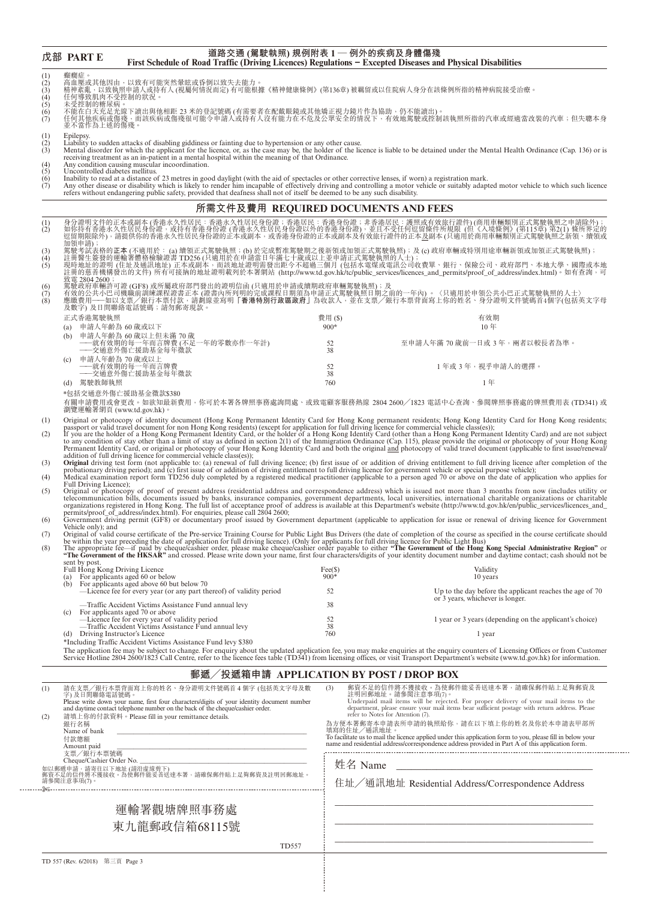## 戊部 PART E

## 道路交通 (駕駛執照) 規例附表 1 — 例外的疾病及身體傷殘
## First Schedule of Road Traffic (Driving Licences) Regulations – Excepted Diseases and Physical Disabilities

(1) 癲癇症。
(2) 高血壓或其他因由，以致有可能突然暈眩或昏倒以致失去能力。
(3) 精神紊亂，以致執照申請人或持有人 (視屬何情況而定) 有可能根據《精神健康條例》(第136章) 被羈留或以住院病人身分在該條例所指的精神病院接受治療。
(4) 任何導致肌肉不受控制的狀況。
(5) 未受控制的糖尿病。
(6) 不能在白天充足光線下讀出與他相距 23 米的登記號碼 (有需要者在配戴眼鏡或其他矯正視力鏡片作為協助，仍不能讀出)。
(7) 任何其他疾病或傷殘，而該疾病或傷殘很可能令申請人或持有人沒有能力在不危及公眾安全的情況下，有效地駕駛或控制該執照所指的汽車或經適當改裝的汽車；但失聽本身並不當作為上述的傷殘。

(1) Epilepsy.
(2) Liability to sudden attacks of disabling giddiness or fainting due to hypertension or any other cause.
(3) Mental disorder for which the applicant for the licence, or, as the case may be, the holder of the licence is liable to be detained under the Mental Health Ordinance (Cap. 136) or is receiving treatment as an in-patient in a mental hospital within the meaning of that Ordinance.
(4) Any condition causing muscular incoordination.
(5) Uncontrolled diabetes mellitus.
(6) Inability to read at a distance of 23 metres in good daylight (with the aid of spectacles or other corrective lenses, if worn) a registration mark.
(7) Any other disease or disability which is likely to render him incapable of effectively driving and controlling a motor vehicle or suitably adapted motor vehicle to which such licence refers without endangering public safety, provided that deafness shall not of itself be deemed to be any such disability.

## 所需文件及費用 REQUIRED DOCUMENTS AND FEES

(1) 身分證明文件的正本或副本 (香港永久性居民：香港永久性居民身份證；香港居民：香港身份證；非香港居民：護照或有效旅行證件) (商用車輛類別正式駕駛執照之申請除外)；
(2) 如你持有香港永久性居民身份證，或持有香港身份證 (香港永久性居民身份證以外的香港身份證)，並且不受任何逗留條件所規限 (但《入境條例》(第115章) 第2(1) 條所界定的逗留期限除外)，請提供你的香港永久性居民身份證的正本或副本，或香港身份證的正本或副本及有效旅行證件的正本及副本 (只適用於商用車輛類別正式駕駛執照之新領、續領或加領申請)；
(3) 駕駛考試表格的**正本** (不適用於：(a) 續領正式駕駛執照；(b) 於完成暫准駕駛期之後新領或加領正式駕駛執照)；及 (c) 政府車輛或特別用途車輛新領或加領正式駕駛執照)；
(4) 註冊醫生簽發的運輸署體格檢驗證書 TD256 (只適用於在申請當日年滿七十歲或以上並申請正式駕駛執照的人士)；
(5) 現時地址的證明 (住址及通訊地址) 正本或副本，而該地址證明需發出距今不超過三個月 (包括水電煤或電訊公司收費單、銀行、保險公司、政府部門、本地大學、國際或本地註冊的慈善機構發出的文件) 所有可接納的地址證明載列於本署網站 (http://www.td.gov.hk/tc/public_services/licences_and_permits/proof_of_address/index.html)。如有查詢，可致電 2804 2600；
(6) 駕駛政府車輛許可證 (GF8) 或所屬政府部門發出的證明信函 (只適用於申請或續期政府車輛駕駛執照)；及
(7) 有效的公共小巴司機職前訓練課程證書正本 (證書內所列明的完成課程日期須為申請正式駕駛執照日期之前的一年內)。〈只適用於申領公共小巴正式駕駛執照的人士〉
(8) 應繳費用──如以支票／銀行本票付款，請劃線並寫明「**香港特別行政區政府**」為收款人，並在支票／銀行本票背面寫上你的姓名、身分證明文件號碼首4個字(包括英文字母及數字) 及日間聯絡電話號碼；請勿郵寄現款。

| 正式香港駕駛執照 | 費用 ($) | 有效期 |
|---|---|---|
| (a) 申請人年齡為 60 歲或以下 | 900* | 10 年 |
| (b) 申請人年齡為 60 歲以上但未滿 70 歲 | | |
| ──就有效期的每一年而言牌費 (不足一年的零數亦作一年計) | 52 | 至申請人年滿 70 歲前一日或 3 年，兩者以較長者為準。 |
| ──交通意外傷亡援助基金每年徵款 | 38 | |
| (c) 申請人年齡為 70 歲或以上 | | |
| ──就有效期的每一年而言牌費 | 52 | 1 年或 3 年，視乎申請人的選擇。 |
| ──交通意外傷亡援助基金每年徵款 | 38 | |
| (d) 駕駛教師執照 | 760 | 1 年 |

*包括交通意外傷亡援助基金徵款$380

有關申請費用或會更改。如欲知最新費用，你可於本署各牌照事務處詢問處、或致電顧客服務熱線 2804 2600／1823 電話中心查詢、參閱牌照事務處的牌照費用表 (TD341) 或瀏覽運輸署網頁 (www.td.gov.hk)。

(1) Original or photocopy of identity document (Hong Kong Permanent Identity Card for Hong Kong permanent residents; Hong Kong Identity Card for Hong Kong residents; passport or valid travel document for non Hong Kong residents) (except for application for full driving licence for commercial vehicle class(es));
(2) If you are the holder of a Hong Kong Permanent Identity Card, or the holder of a Hong Kong Identity Card (other than a Hong Kong Permanent Identity Card) and are not subject to any condition of stay other than a limit of stay as defined in section 2(1) of the Immigration Ordinance (Cap. 115), please provide the original or photocopy of your Hong Kong Permanent Identity Card, or original or photocopy of your Hong Kong Identity Card and both the original and photocopy of valid travel document (applicable to first issue/renewal/addition of full driving licence for commercial vehicle class(es));
(3) **Original** driving test form (not applicable to: (a) renewal of full driving licence; (b) first issue of or addition of driving entitlement to full driving licence after completion of the probationary driving period); and (c) first issue of or addition of driving entitlement to full driving licence for government vehicle or special purpose vehicle);
(4) Medical examination report form TD256 duly completed by a registered medical practitioner (applicable to a person aged 70 or above on the date of application who applies for Full Driving Licence);
(5) Original or photocopy of proof of present address (residential address and correspondence address) which is issued not more than 3 months from now (includes utility or telecommunication bills, documents issued by banks, insurance companies, government departments, local universities, international charitable organizations or charitable organizations registered in Hong Kong. The full list of acceptance proof of address is available at this Department's website (http://www.td.gov.hk/en/public_services/licences_and_permits/proof_of_address/index.html). For enquiries, please call 2804 2600;
(6) Government driving permit (GF8) or documentary proof issued by Government department (applicable to application for issue or renewal of driving licence for Government Vehicle only); and
(7) Original of valid course certificate of the Pre-service Training Course for Public Light Bus Drivers (the date of completion of the course as specified in the course certificate should be within the year preceding the date of application for full driving licence). (Only for applicants for full driving licence for Public Light Bus)
(8) The appropriate fee—if paid by cheque/cashier order, please make cheque/cashier order payable to either **"The Government of the Hong Kong Special Administrative Region"** or **"The Government of the HKSAR"** and crossed. Please write down your name, first four characters/digits of your identity document number and daytime contact; cash should not be sent by post.

| Full Hong Kong Driving Licence | Fee($) | Validity |
|---|---|---|
| (a) For applicants aged 60 or below | 900* | 10 years |
| (b) For applicants aged above 60 but below 70 | | |
| —Licence fee for every year (or any part thereof) of validity period | 52 | Up to the day before the applicant reaches the age of 70 or 3 years, whichever is longer. |
| —Traffic Accident Victims Assistance Fund annual levy | 38 | |
| (c) For applicants aged 70 or above | | |
| —Licence fee for every year of validity period | 52 | 1 year or 3 years (depending on the applicant's choice) |
| —Traffic Accident Victims Assistance Fund annual levy | 38 | |
| (d) Driving Instructor's Licence | 760 | 1 year |

*Including Traffic Accident Victims Assistance Fund levy $380

The application fee may be subject to change. For enquiry about the updated application fee, you may make enquiries at the enquiry counters of Licensing Offices or from Customer Service Hotline 2804 2600/1823 Call Centre, refer to the licence fees table (TD341) from licensing offices, or visit Transport Department's website (www.td.gov.hk) for information.

## 郵遞／投遞箱申請 APPLICATION BY POST / DROP BOX

(1) 請在支票／銀行本票背面寫上你的姓名、身分證明文件號碼首 4 個字 (包括英文字母及數字) 及日間聯絡電話號碼。
Please write down your name, first four characters/digits of your identity document number and daytime contact telephone number on the back of the cheque/cashier order.

(2) 請填上你的付款資料。Please fill in your remittance details.

銀行名稱
Name of bank ____________________

付款總額
Amount paid ____________________

支票／銀行本票號碼
Cheque/Cashier Order No. ____________________

如以郵遞申請，請寄往以下地址 (請沿虛線剪下)
郵資不足的信件將不獲接收。為使郵件能妥善送達本署，請確保郵件貼上足夠郵資及註明回郵地址。請參閱注意事項(7)。

運輸署觀塘牌照事務處
東九龍郵政信箱68115號

TD557

(3) 郵資不足的信件將不獲接收。為使郵件能妥善送達本署，請確保郵件貼上足夠郵資及註明回郵地址。請參閱注意事項(7)。
Underpaid mail items will be rejected. For proper delivery of your mail items to the department, please ensure your mail items bear sufficient postage with return address. Please refer to Notes for Attention (7).

為方便本署郵寄本申請表所申請的執照給你，請在以下填上你的姓名及你於本申請表甲部所填寫的住址／通訊地址。
To facilitate us to mail the licence applied under this application form to you, please fill in below your name and residential address/correspondence address provided in Part A of this application form.

姓名 Name ____________________

住址／通訊地址 Residential Address/Correspondence Address

____________________

____________________

____________________

TD 557 (Rev. 6/2018) 第三頁 Page 3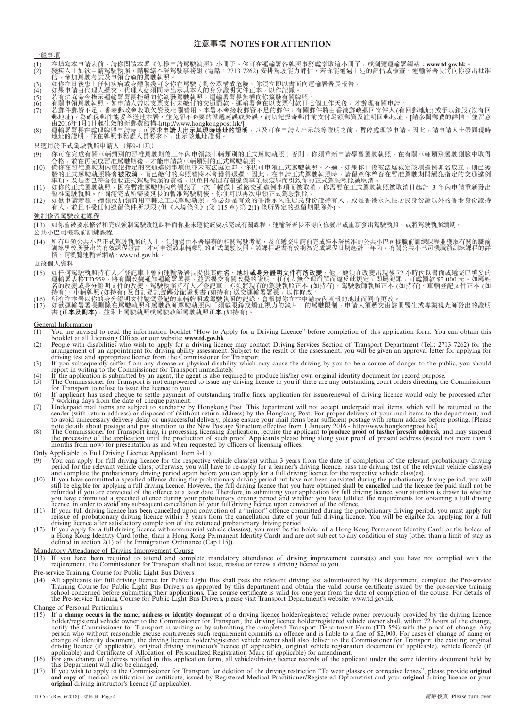# 注意事項 NOTES FOR ATTENTION

## 一般事項

(1) 在填寫本申請表前，請你閱讀本署《怎樣申請駕駛執照》小冊子。你可在運輸署各牌照事務處索取這小冊子，或瀏覽運輸署網站：**www.td.gov.hk**。

(2) 殘疾人士如欲申請駕駛執照，請聯絡本署駕駛事務組 (電話：2713 7262) 安排駕駛能力評估，若你能通過上述的評估或檢查，運輸署署長將向你發出批准信，參加駕駛考試及申領合適的駕駛執照。

(3) 如你在日後患上任何疾病或身體傷殘可令你在駕駛時對公眾構成危險，你須立即以書面向運輸署署長報告。

(4) 如果申請由代理人遞交，代理人必須同時出示其本人的身分證明文件正本，以作記錄。

(5) 若有法庭命令指示運輸署署長拒絕向你簽發駕駛執照，運輸署署長無權向你簽發有關牌照。

(6) 有關申領駕駛執照，如申請人曾以支票支付未繳付的交通罰款，運輸署會在以支票付款日七個工作天後，才辦理有關申請。

(7) 若郵件郵資不足，香港郵政會收取欠資及相關費用。本署不會接收郵資不足的郵件，有關郵件將由香港郵政退回寄件人 (有回郵地址) 或予以銷毀 (沒有回郵地址)。為確保郵件能妥善送達本署，並免卻不必要的派遞延誤或失誤，請切記投寄郵件前支付足額郵資及註明回郵地址。[請參閱郵費的詳情，並留意由2016年1月1日起生效的新郵費結構-http://www.hongkongpost.hk/]

(8) 運輸署署長在處理牌照申請時，可要求**申請人出示其現時地址的證明**，以及可在申請人出示該等證明之前，<u>暫停處理該申請</u>。因此，請申請人士帶同現時地址的證明，並在牌照事務處人員要求下，出示該地址證明。

## 只適用於正式駕駛執照申請人（第9-11項）

(9) 你可在完成有關車輛類別的暫准駕駛期後三年內申領該車輛類別的正式駕駛執照；否則，你須重新申請學習駕駛執照，在有關車輛類別駕駛測驗中取得合格，並在再完成暫准駕駛期後，才能申請該車輛類別的正式駕駛執照。

(10) 倘你在暫准駕駛期內觸犯指定的交通違例事項但並未被法庭定罪，你仍可申領正式駕駛執照。不過，如果你日後被法庭裁定該項違例罪名成立，則已獲發的正式駕駛執照將會**被取消**，而已繳付的牌照費將不會獲得退還。因此，在申請正式駕駛執照時，請留意你曾否在暫准駕駛期間觸犯指定的交通違例事項，及是否已符合領取正式駕駛執照的資格，以免日後因有關違例事項被定罪而引致你的正式駕駛執照被取消。

(11) 如你的正式駕駛執照，因在暫准駕駛期內曾觸犯了一次「輕微」道路交通違例事項而被取消，你需要在正式駕駛執照被取消日起計 3 年內申請重新發出暫准駕駛執照。在圓滿完成所需要延長的暫准駕駛期後，你便可以再次申領正式駕駛執照。

(12) 如欲申請新領、續領或加領商用車輛之正式駕駛執照，你必須是有效的香港永久性居民身份證持有人；或是香港永久性居民身份證以外的香港身份證持有人，並且不受任何逗留條件所規限 (但《入境條例》(第 115 章) 第 2(1) 條所界定的逗留期限除外)。

## 強制修習駕駛改進課程

(13) 如你曾被要求修習和完成強制駕駛改進課程而你並未遵從該要求完成有關課程，運輸署署長不得向你發出或重新發出駕駛執照，或將駕駛執照續期。

## 公共小巴職前訓練課程

(14) 所有申領公共小巴正式駕駛執照的人士，須通過由本署舉辦的相關駕駛考試，及在遞交申請前完成經本署核准的公共小巴司機職前訓練課程並獲取有關的職前訓練學校所發出的有效課程證書，才可申領該車輛類別的正式駕駛執照。該課程證書有效期為完成課程日期起計一年內。有關公共小巴司機職前訓練課程的詳情，請瀏覽運輸署網站：www.td.gov.hk。

## 更改個人資料

(15) 如任何駕駛執照持有人／登記車主曾向運輸署署長提供其**姓名、地址或身分證明文件有所改變**，他／她須在改變出現後 72 小時內以書面或遞交已填妥的運輸署表格TD559，將有關改變通知運輸署署長，並需提交有關改變的證明。任何人無合理辯解而違反此規定，即屬犯罪，可處罰款 $2,000 元。如屬姓名的改變或身分證明文件的改變，駕駛執照持有人／登記車主亦須將現有的駕駛執照正本 (如持有)、駕駛教師執照正本 (如持有)、車輛登記文件正本 (如持有)、車輛牌照 (如持有) 及自訂登記號碼分配證明書 (如持有) 送交運輸署署長，以作修改。

(16) 所有在本署以你的身分證明文件號碼登記的車輛牌照或駕駛執照的記錄，會根據你在本申請表內填報的地址而同時更改。

(17) 如欲運輸署署長刪除在駕駛執照和駕駛教師駕駛執照內「須戴眼鏡或矯正視力的鏡片」的駕駛限制，申請人須遞交由註冊醫生或專業視光師發出的證明書 (**正本及副本**)，並附上駕駛執照或駕駛教師駕駛執照**正本** (如持有)。

## General Information

(1) You are advised to read the information booklet "How to Apply for a Driving Licence" before completion of this application form. You can obtain this booklet at all Licensing Offices or our website: **www.td.gov.hk**.

(2) People with disabilities who wish to apply for a driving licence may contact Driving Services Section of Transport Department (Tel.: 2713 7262) for the arrangement of an appointment for driving ability assessment. Subject to the result of the assessment, you will be given an approval letter for applying for driving test and appropriate licence from the Commissioner for Transport.

(3) If you subsequently suffer from any disease or physical disability which may cause the driving by you to be a source of danger to the public, you should report in writing to the Commissioner for Transport immediately.

(4) If the application is submitted by an agent, the agent is also required to produce his/her own original identity document for record purpose.

(5) The Commissioner for Transport is not empowered to issue any driving licence to you if there are any outstanding court orders directing the Commissioner for Transport to refuse to issue the licence to you.

(6) If applicant has used cheque to settle payment of outstanding traffic fines, application for issue/renewal of driving licence would only be processed after 7 working days from the date of cheque payment.

(7) Underpaid mail items are subject to surcharge by Hongkong Post. This department will not accept underpaid mail items, which will be returned to the sender (with return address) or disposed of (without return address) by the Hongkong Post. For proper delivery of your mail items to the department, and to avoid unnecessary delivery delay or unsuccessful delivery, please ensure your mail items bear sufficient postage with return address before posting. [Please note details about postage and pay attention to the New Postage Structure effective from 1 January 2016 - http://www.hongkongpost.hk/]

(8) The Commissioner for Transport may, in processing licensing application, require the applicant **to produce proof of his/her present address,** and may <u>suspend the processing of the application</u> until the production of such proof. Applicants please bring along your proof of present address (issued not more than 3 months from now) for presentation as and when requested by officers of licensing offices.

## Only Applicable to Full Driving Licence Applicant (Item 9-11)

(9) You can apply for full driving licence for the respective vehicle class(es) within 3 years from the date of completion of the relevant probationary driving period for the relevant vehicle class; otherwise, you will have to re-apply for a learner's driving licence, pass the driving test of the relevant vehicle class(es) and complete the probationary driving period again before you can apply for a full driving licence for the respective vehicle class(es).

(10) If you have committed a specified offence during the probationary driving period but have not been convicted during the probationary driving period, you will still be eligible for applying a full driving licence. However, the full driving licence that you have obtained shall be **cancelled** and the licence fee paid shall not be refunded if you are convicted of the offence at a later date. Therefore, in submitting your application for full driving licence, your attention is drawn to whether you have committed a specified offence during your probationary driving period and whether you have fulfilled the requirements for obtaining a full driving licence, in order to avoid any subsequent cancellation of your full driving licence upon conviction of the offence.

(11) If your full driving licence has been cancelled upon conviction of a "minor" offence committed during the probationary driving period, you must apply for reissue of probationary driving licence within 3 years from the cancellation date of your full driving licence. You will be eligible for applying for a full driving licence after satisfactory completion of the extended probationary driving period.

(12) If you apply for a full driving licence with commercial vehicle class(es), you must be the holder of a Hong Kong Permanent Identity Card; or the holder of a Hong Kong Identity Card (other than a Hong Kong Permanent Identity Card) and are not subject to any condition of stay (other than a limit of stay as defined in section 2(1) of the Immigration Ordinance (Cap.115)).

## Mandatory Attendance of Driving Improvement Course

(13) If you have been required to attend and complete mandatory attendance of driving improvement course(s) and you have not complied with the requirement, the Commissioner for Transport shall not issue, reissue or renew a driving licence to you.

## Pre-service Training Course for Public Light Bus Drivers

(14) All applicants for full driving licence for Public Light Bus shall pass the relevant driving test administered by this department, complete the Pre-service Training Course for Public Light Bus Drivers as approved by this department and obtain the valid course certificate issued by the pre-service training school concerned before submitting their applications. The course certificate is valid for one year from the date of completion of the course. For details of the Pre-service Training Course for Public Light Bus Drivers, please visit Transport Department's website: www.td.gov.hk.

## Change of Personal Particulars

(15) If a **change occurs in the name, address or identity document** of a driving licence holder/registered vehicle owner previously provided by the driving licence holder/registered vehicle owner to the Commissioner for Transport, the driving licence holder/registered vehicle owner shall, within 72 hours of the change, notify the Commissioner for Transport in writing or by submitting the completed Transport Department Form (TD 559) with the proof of change. Any person who without reasonable excuse contravenes such requirement commits an offence and is liable to a fine of $2,000. For cases of change of name or change of identity document, the driving licence holder/registered vehicle owner shall also deliver to the Commissioner for Transport the existing original driving licence (if applicable), original driving instructor's licence (if applicable), original vehicle registration document (if applicable), vehicle licence (if applicable) and Certificate of Allocation of Personalized Registration Mark (if applicable) for amendment.

(16) For any change of address notified in this application form, all vehicle/driving licence records of the applicant under the same identity document held by this Department will also be changed.

(17) If you wish to apply to the Commissioner for Transport for deletion of the driving restriction "To wear glasses or corrective lenses", please provide **original and copy** of medical certification or certificate, issued by Registered Medical Practitioner/Registered Optometrist and your **original** driving licence or your **original** driving instructor's licence (if applicable).

請翻後頁 Please turn over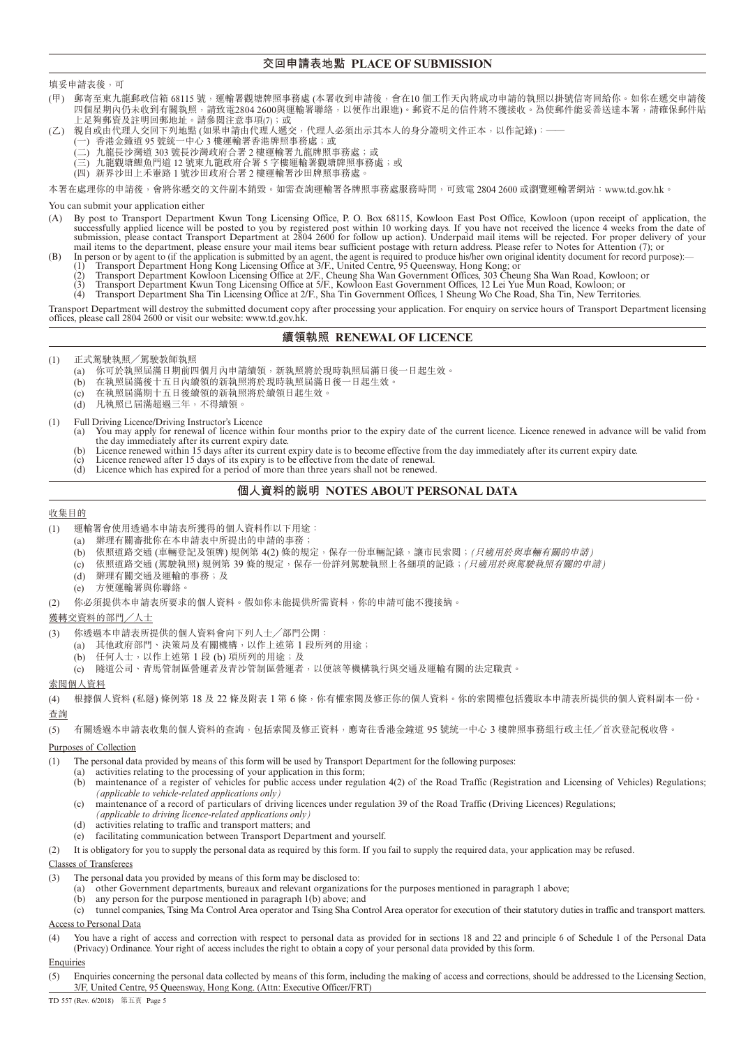## 交回申請表地點 PLACE OF SUBMISSION

填妥申請表後，可

(甲) 郵寄至東九龍郵政信箱 68115 號，運輸署觀塘牌照事務處 (本署收到申請後，會在10 個工作天內將成功申請的執照以掛號信寄回給你。如你在遞交申請後四個星期內仍未收到有關執照，請致電2804 2600與運輸署聯絡，以便作出跟進)。郵資不足的信件將不獲接收。為使郵件能妥善送達本署，請確保郵件貼上足夠郵資及註明回郵地址。請參閱注意事項(7)；或

(乙) 親自或由代理人交回下列地點 (如果申請由代理人遞交，代理人必須出示其本人的身分證明文件正本，以作記錄)：——
- (一) 香港金鐘道 95 號統一中心 3 樓運輸署香港牌照事務處；或
- (二) 九龍長沙灣道 303 號長沙灣政府合署 2 樓運輸署九龍牌照事務處；或
- (三) 九龍觀塘鯉魚門道 12 號東九龍政府合署 5 字樓運輸署觀塘牌照事務處；或
- (四) 新界沙田上禾輋路 1 號沙田政府合署 2 樓運輸署沙田牌照事務處。

本署在處理你的申請後，會將你遞交的文件副本銷毀。如需查詢運輸署各牌照事務處服務時間，可致電 2804 2600 或瀏覽運輸署網站：www.td.gov.hk。

You can submit your application either

(A) By post to Transport Department Kwun Tong Licensing Office, P. O. Box 68115, Kowloon East Post Office, Kowloon (upon receipt of application, the successfully applied licence will be posted to you by registered post within 10 working days. If you have not received the licence 4 weeks from the date of submission, please contact Transport Department at 2804 2600 for follow up action). Underpaid mail items will be rejected. For proper delivery of your mail items to the department, please ensure your mail items bear sufficient postage with return address. Please refer to Notes for Attention (7); or

(B) In person or by agent to (if the application is submitted by an agent, the agent is required to produce his/her own original identity document for record purpose):—
- (1) Transport Department Hong Kong Licensing Office at 3/F., United Centre, 95 Queensway, Hong Kong; or
- (2) Transport Department Kowloon Licensing Office at 2/F., Cheung Sha Wan Government Offices, 303 Cheung Sha Wan Road, Kowloon; or
- (3) Transport Department Kwun Tong Licensing Office at 5/F., Kowloon East Government Offices, 12 Lei Yue Mun Road, Kowloon; or
- (4) Transport Department Sha Tin Licensing Office at 2/F., Sha Tin Government Offices, 1 Sheung Wo Che Road, Sha Tin, New Territories.

Transport Department will destroy the submitted document copy after processing your application. For enquiry on service hours of Transport Department licensing offices, please call 2804 2600 or visit our website: www.td.gov.hk.

## 續領執照 RENEWAL OF LICENCE

(1) 正式駕駛執照／駕駛教師執照
- (a) 你可於執照屆滿日期前四個月內申請續領，新執照將於現時執照屆滿日後一日起生效。
- (b) 在執照屆滿後十五日內續領的新執照將於現時執照屆滿日後一日起生效。
- (c) 在執照屆滿期十五日後續領的新執照將於續領日起生效。
- (d) 凡執照已屆滿超過三年，不得續領。

(1) Full Driving Licence/Driving Instructor's Licence
- (a) You may apply for renewal of licence within four months prior to the expiry date of the current licence. Licence renewed in advance will be valid from the day immediately after its current expiry date.
- (b) Licence renewed within 15 days after its current expiry date is to become effective from the day immediately after its current expiry date.
- (c) Licence renewed after 15 days of its expiry is to be effective from the date of renewal.
- (d) Licence which has expired for a period of more than three years shall not be renewed.

## 個人資料的說明 NOTES ABOUT PERSONAL DATA

收集目的

(1) 運輸署會使用透過本申請表所獲得的個人資料作以下用途：
- (a) 辦理有關審批你在本申請表中所提出的申請的事務；
- (b) 依照道路交通 (車輛登記及領牌) 規例第 4(2) 條的規定，保存一份車輛記錄，讓市民索閱；*(只適用於與車輛有關的申請)*
- (c) 依照道路交通 (駕駛執照) 規例第 39 條的規定，保存一份詳列駕駛執照上各細項的記錄；*(只適用於與駕駛執照有關的申請)*
- (d) 辦理有關交通及運輸的事務；及
- (e) 方便運輸署與你聯絡。

(2) 你必須提供本申請表所要求的個人資料。假如你未能提供所需資料，你的申請可能不獲接納。

獲轉交資料的部門／人士

(3) 你透過本申請表所提供的個人資料會向下列人士／部門公開：
- (a) 其他政府部門、決策局及有關機構，以作上述第 1 段所列的用途；
- (b) 任何人士，以作上述第 1 段 (b) 項所列的用途；及
- (c) 隧道公司、青馬管制區營運者及青沙管制區營運者，以便該等機構執行與交通及運輸有關的法定職責。

索閱個人資料

(4) 根據個人資料 (私隱) 條例第 18 及 22 條及附表 1 第 6 條，你有權索閱及修正你的個人資料。你的索閱權包括獲取本申請表所提供的個人資料副本一份。

查詢

(5) 有關透過本申請表收集的個人資料的查詢，包括索閱及修正資料，應寄往香港金鐘道 95 號統一中心 3 樓牌照事務組行政主任／首次登記稅收啓。

Purposes of Collection

(1) The personal data provided by means of this form will be used by Transport Department for the following purposes:
- (a) activities relating to the processing of your application in this form;
- (b) maintenance of a register of vehicles for public access under regulation 4(2) of the Road Traffic (Registration and Licensing of Vehicles) Regulations; *(applicable to vehicle-related applications only)*
- (c) maintenance of a record of particulars of driving licences under regulation 39 of the Road Traffic (Driving Licences) Regulations; *(applicable to driving licence-related applications only)*
- (d) activities relating to traffic and transport matters; and
- (e) facilitating communication between Transport Department and yourself.

(2) It is obligatory for you to supply the personal data as required by this form. If you fail to supply the required data, your application may be refused.

Classes of Transferees

(3) The personal data you provided by means of this form may be disclosed to:
- (a) other Government departments, bureaux and relevant organizations for the purposes mentioned in paragraph 1 above;
- (b) any person for the purpose mentioned in paragraph 1(b) above; and
- (c) tunnel companies, Tsing Ma Control Area operator and Tsing Sha Control Area operator for execution of their statutory duties in traffic and transport matters.

Access to Personal Data

(4) You have a right of access and correction with respect to personal data as provided for in sections 18 and 22 and principle 6 of Schedule 1 of the Personal Data (Privacy) Ordinance. Your right of access includes the right to obtain a copy of your personal data provided by this form.

Enquiries

(5) Enquiries concerning the personal data collected by means of this form, including the making of access and corrections, should be addressed to the Licensing Section, 3/F, United Centre, 95 Queensway, Hong Kong. (Attn: Executive Officer/FRT)

TD 557 (Rev. 6/2018) 第五頁 Page 5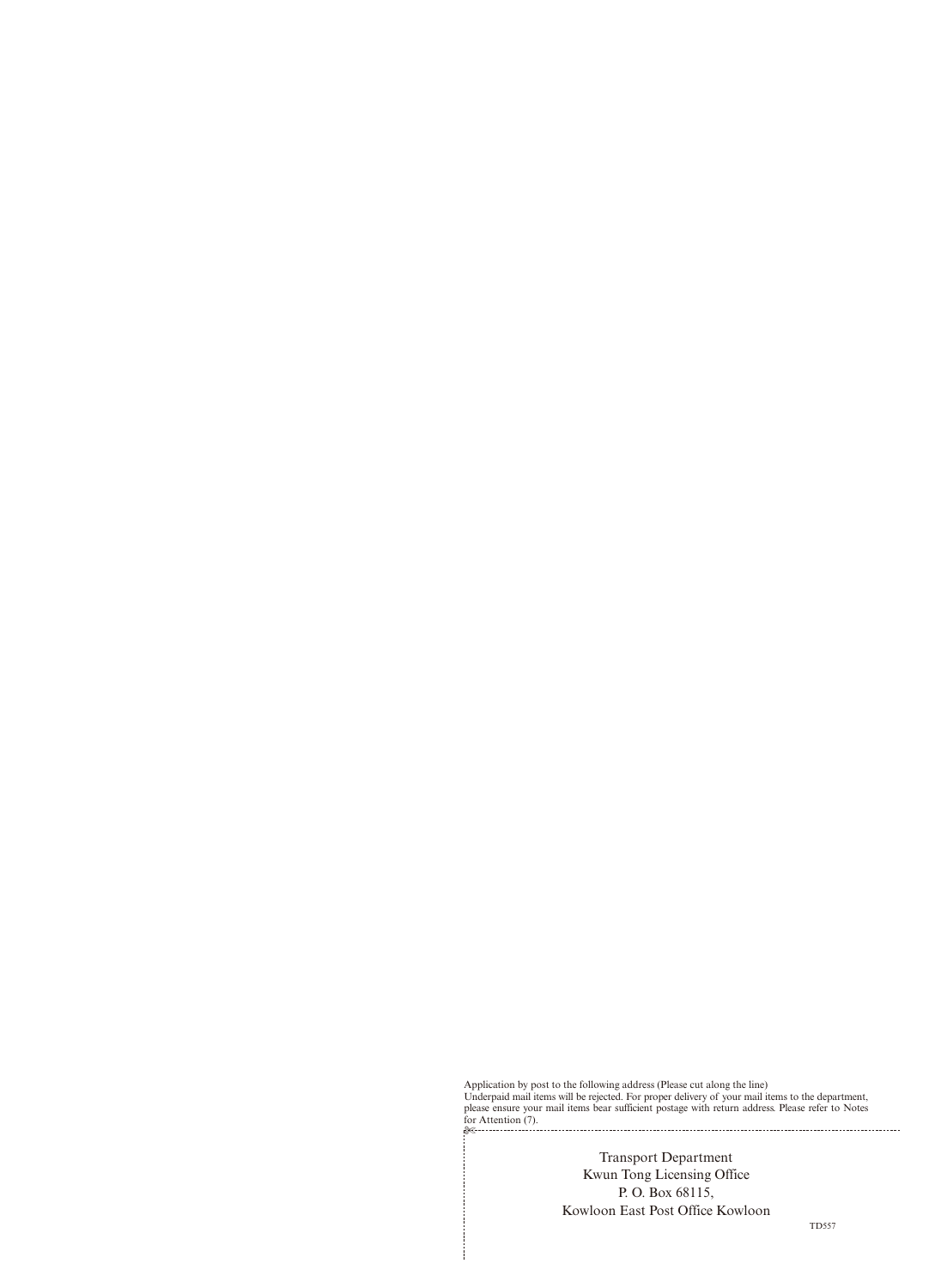Application by post to the following address (Please cut along the line)
Underpaid mail items will be rejected. For proper delivery of your mail items to the department, please ensure your mail items bear sufficient postage with return address. Please refer to Notes for Attention (7).

Transport Department
Kwun Tong Licensing Office
P. O. Box 68115,
Kowloon East Post Office Kowloon

TD557